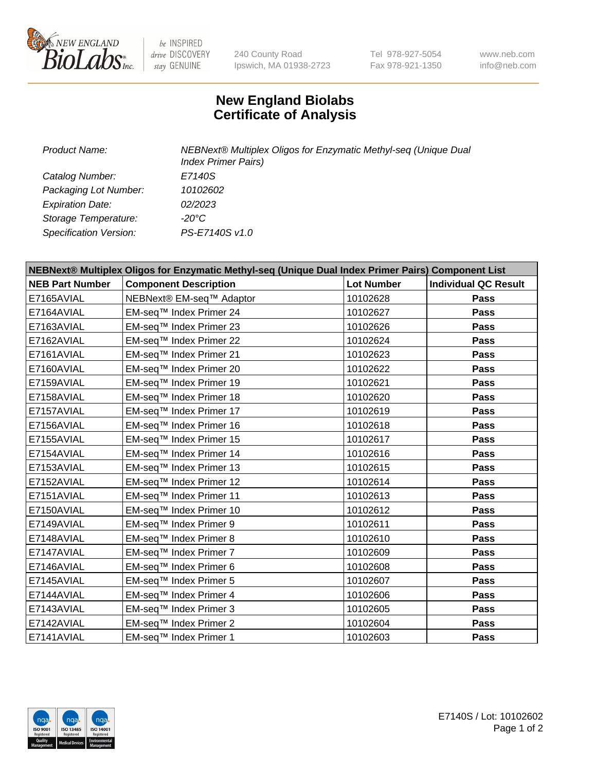New England Biolabs Inc. — be INSPIRED drive DISCOVERY stay GENUINE

240 County Road
Ipswich, MA 01938-2723

Tel 978-927-5054
Fax 978-921-1350

www.neb.com
info@neb.com

# New England Biolabs
# Certificate of Analysis

| | |
|---|---|
| *Product Name:* | *NEBNext® Multiplex Oligos for Enzymatic Methyl-seq (Unique Dual Index Primer Pairs)* |
| *Catalog Number:* | *E7140S* |
| *Packaging Lot Number:* | *10102602* |
| *Expiration Date:* | *02/2023* |
| *Storage Temperature:* | *-20°C* |
| *Specification Version:* | *PS-E7140S v1.0* |

**NEBNext® Multiplex Oligos for Enzymatic Methyl-seq (Unique Dual Index Primer Pairs) Component List**

| NEB Part Number | Component Description | Lot Number | Individual QC Result |
|---|---|---|---|
| E7165AVIAL | NEBNext® EM-seq™ Adaptor | 10102628 | **Pass** |
| E7164AVIAL | EM-seq™ Index Primer 24 | 10102627 | **Pass** |
| E7163AVIAL | EM-seq™ Index Primer 23 | 10102626 | **Pass** |
| E7162AVIAL | EM-seq™ Index Primer 22 | 10102624 | **Pass** |
| E7161AVIAL | EM-seq™ Index Primer 21 | 10102623 | **Pass** |
| E7160AVIAL | EM-seq™ Index Primer 20 | 10102622 | **Pass** |
| E7159AVIAL | EM-seq™ Index Primer 19 | 10102621 | **Pass** |
| E7158AVIAL | EM-seq™ Index Primer 18 | 10102620 | **Pass** |
| E7157AVIAL | EM-seq™ Index Primer 17 | 10102619 | **Pass** |
| E7156AVIAL | EM-seq™ Index Primer 16 | 10102618 | **Pass** |
| E7155AVIAL | EM-seq™ Index Primer 15 | 10102617 | **Pass** |
| E7154AVIAL | EM-seq™ Index Primer 14 | 10102616 | **Pass** |
| E7153AVIAL | EM-seq™ Index Primer 13 | 10102615 | **Pass** |
| E7152AVIAL | EM-seq™ Index Primer 12 | 10102614 | **Pass** |
| E7151AVIAL | EM-seq™ Index Primer 11 | 10102613 | **Pass** |
| E7150AVIAL | EM-seq™ Index Primer 10 | 10102612 | **Pass** |
| E7149AVIAL | EM-seq™ Index Primer 9 | 10102611 | **Pass** |
| E7148AVIAL | EM-seq™ Index Primer 8 | 10102610 | **Pass** |
| E7147AVIAL | EM-seq™ Index Primer 7 | 10102609 | **Pass** |
| E7146AVIAL | EM-seq™ Index Primer 6 | 10102608 | **Pass** |
| E7145AVIAL | EM-seq™ Index Primer 5 | 10102607 | **Pass** |
| E7144AVIAL | EM-seq™ Index Primer 4 | 10102606 | **Pass** |
| E7143AVIAL | EM-seq™ Index Primer 3 | 10102605 | **Pass** |
| E7142AVIAL | EM-seq™ Index Primer 2 | 10102604 | **Pass** |
| E7141AVIAL | EM-seq™ Index Primer 1 | 10102603 | **Pass** |

E7140S / Lot: 10102602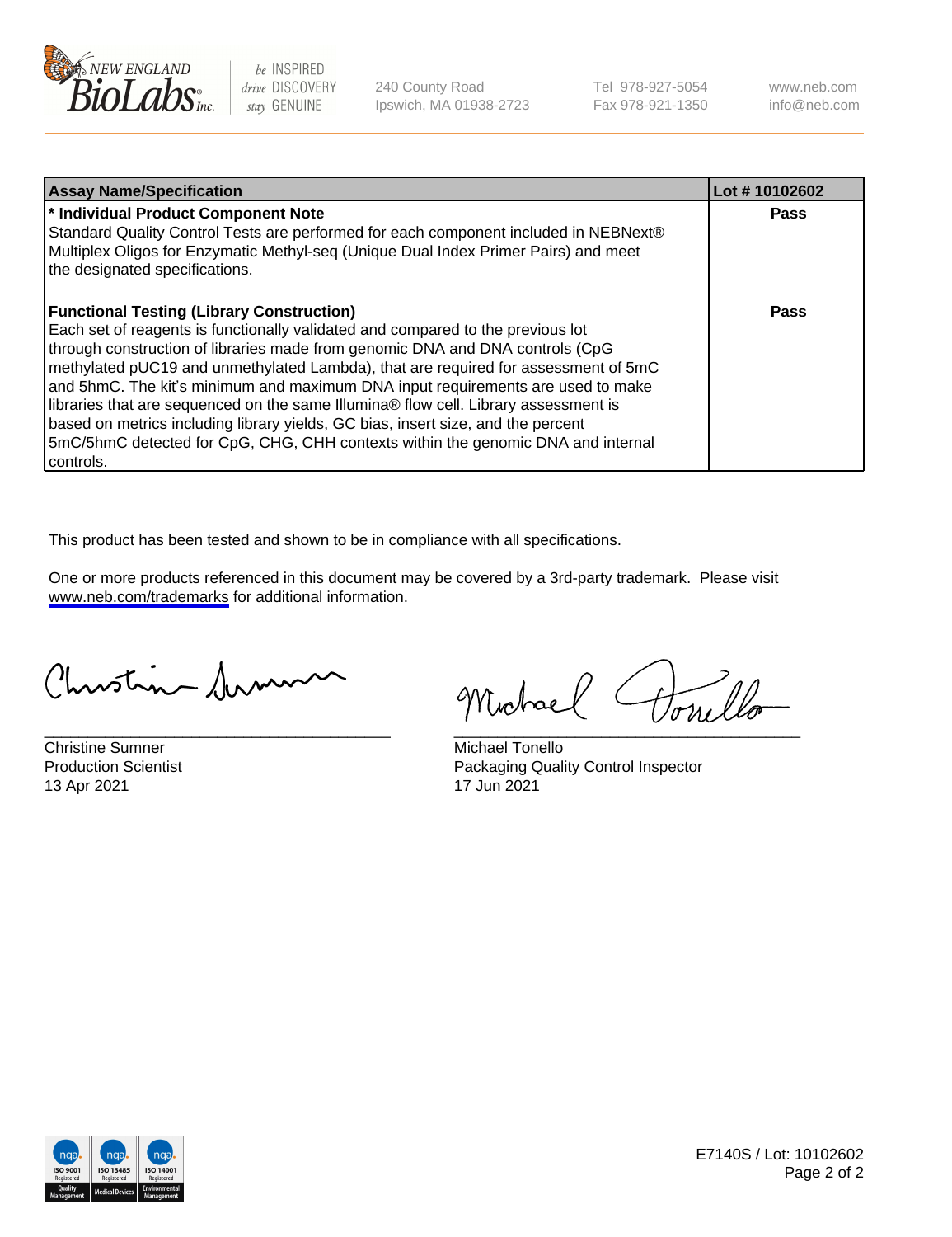| Assay Name/Specification | Lot # 10102602 |
| --- | --- |
| **\* Individual Product Component Note**<br>Standard Quality Control Tests are performed for each component included in NEBNext® Multiplex Oligos for Enzymatic Methyl-seq (Unique Dual Index Primer Pairs) and meet the designated specifications. | **Pass** |
| **Functional Testing (Library Construction)**<br>Each set of reagents is functionally validated and compared to the previous lot through construction of libraries made from genomic DNA and DNA controls (CpG methylated pUC19 and unmethylated Lambda), that are required for assessment of 5mC and 5hmC. The kit's minimum and maximum DNA input requirements are used to make libraries that are sequenced on the same Illumina® flow cell. Library assessment is based on metrics including library yields, GC bias, insert size, and the percent 5mC/5hmC detected for CpG, CHG, CHH contexts within the genomic DNA and internal controls. | **Pass** |

This product has been tested and shown to be in compliance with all specifications.

One or more products referenced in this document may be covered by a 3rd-party trademark. Please visit www.neb.com/trademarks for additional information.

Christine Sumner
Production Scientist
13 Apr 2021

Michael Tonello
Packaging Quality Control Inspector
17 Jun 2021

E7140S / Lot: 10102602